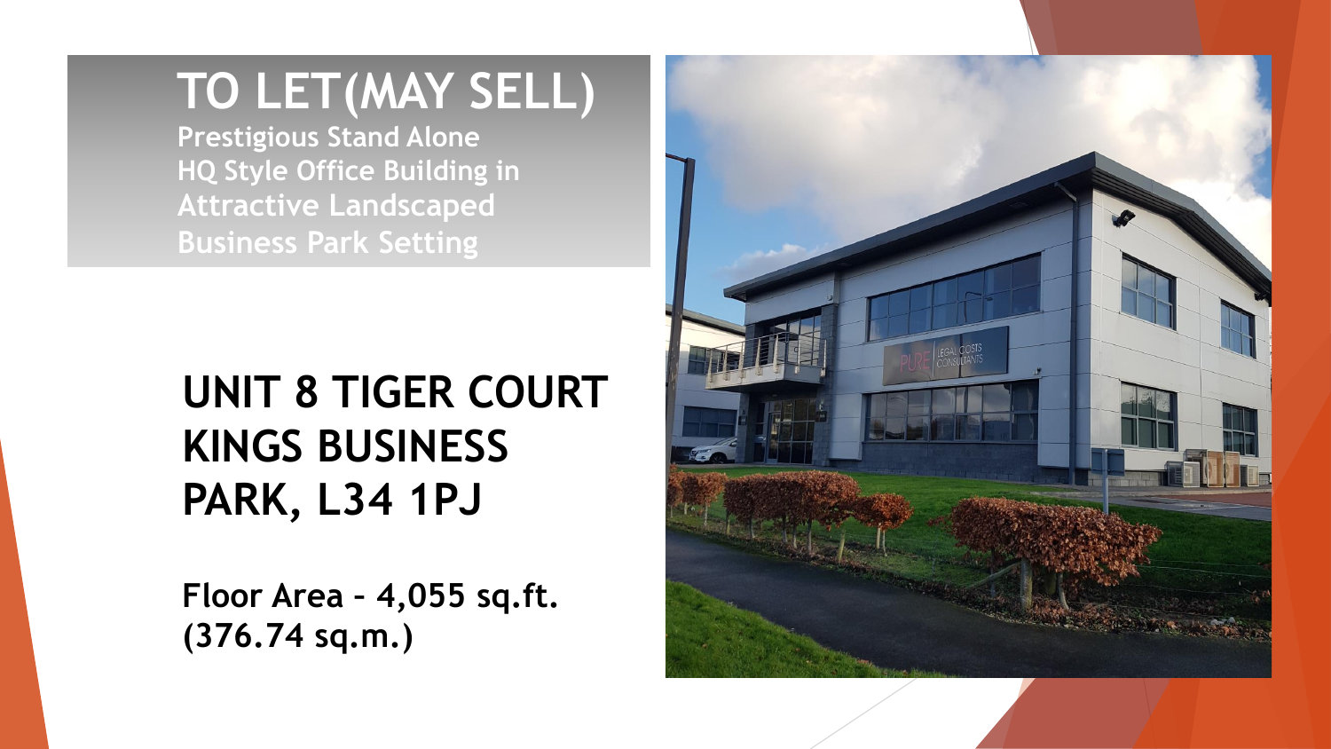# TO LET(MAY SELL)

**Prestigious Stand Alone HQ Style Office Building in Attractive Landscaped Business Park Setting**

## UNIT 8 TIGER COURT KINGS BUSINESS PARK, L34 1PJ

**Floor Area – 4,055 sq.ft. (376.74 sq.m.)**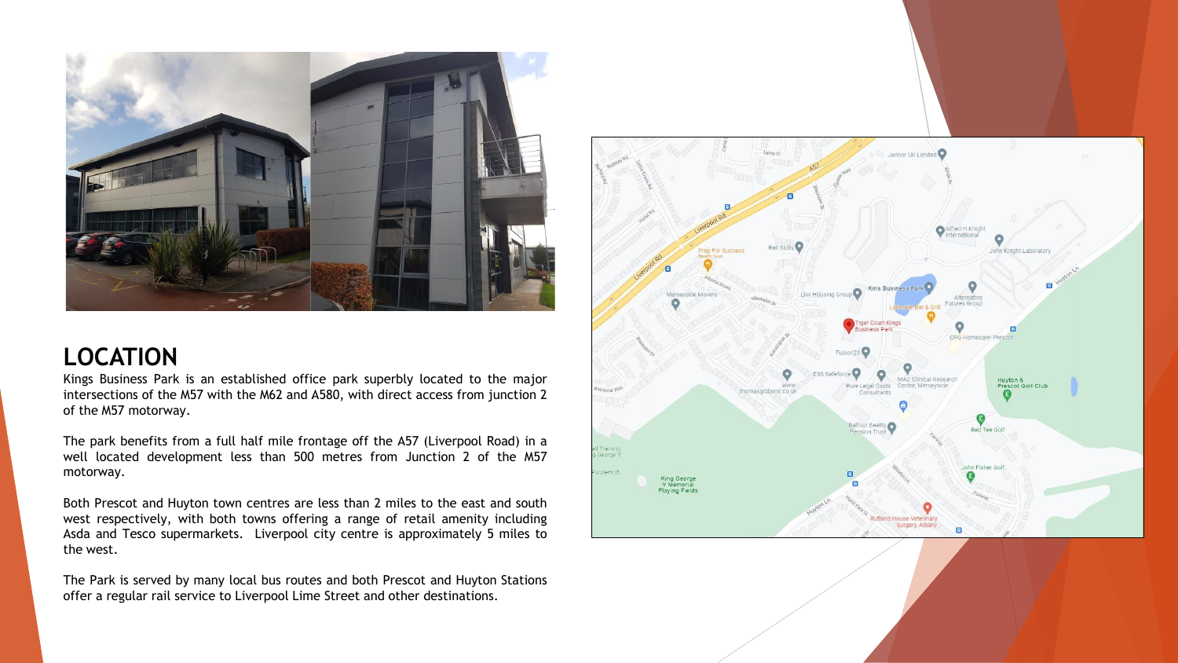## LOCATION

Kings Business Park is an established office park superbly located to the major intersections of the M57 with the M62 and A580, with direct access from junction 2 of the M57 motorway.

The park benefits from a full half mile frontage off the A57 (Liverpool Road) in a well located development less than 500 metres from Junction 2 of the M57 motorway.

Both Prescot and Huyton town centres are less than 2 miles to the east and south west respectively, with both towns offering a range of retail amenity including Asda and Tesco supermarkets. Liverpool city centre is approximately 5 miles to the west.

The Park is served by many local bus routes and both Prescot and Huyton Stations offer a regular rail service to Liverpool Lime Street and other destinations.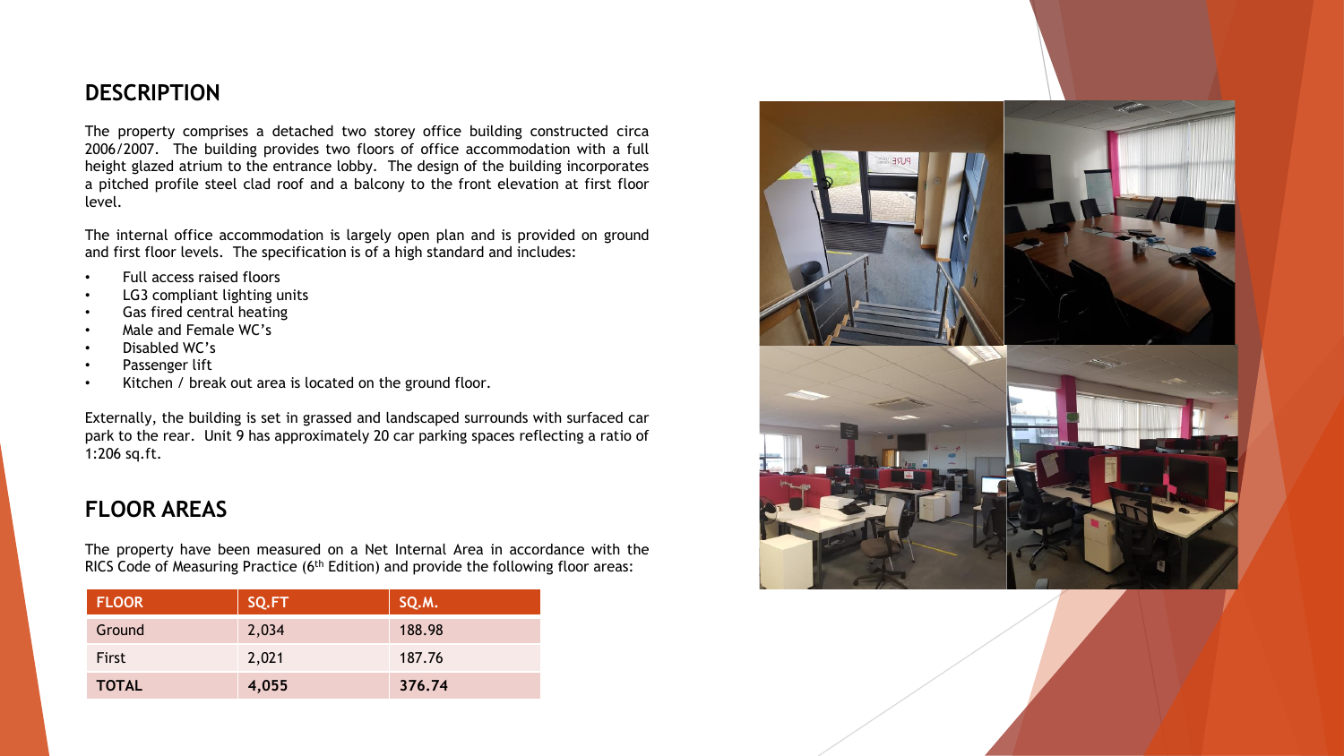## DESCRIPTION

The property comprises a detached two storey office building constructed circa 2006/2007. The building provides two floors of office accommodation with a full height glazed atrium to the entrance lobby. The design of the building incorporates a pitched profile steel clad roof and a balcony to the front elevation at first floor level.

The internal office accommodation is largely open plan and is provided on ground and first floor levels. The specification is of a high standard and includes:

- Full access raised floors
- LG3 compliant lighting units
- Gas fired central heating
- Male and Female WC's
- Disabled WC's
- Passenger lift
- Kitchen / break out area is located on the ground floor.

Externally, the building is set in grassed and landscaped surrounds with surfaced car park to the rear. Unit 9 has approximately 20 car parking spaces reflecting a ratio of 1:206 sq.ft.

## FLOOR AREAS

The property have been measured on a Net Internal Area in accordance with the RICS Code of Measuring Practice (6th Edition) and provide the following floor areas:

| FLOOR | SQ.FT | SQ.M. |
|---|---|---|
| Ground | 2,034 | 188.98 |
| First | 2,021 | 187.76 |
| **TOTAL** | **4,055** | **376.74** |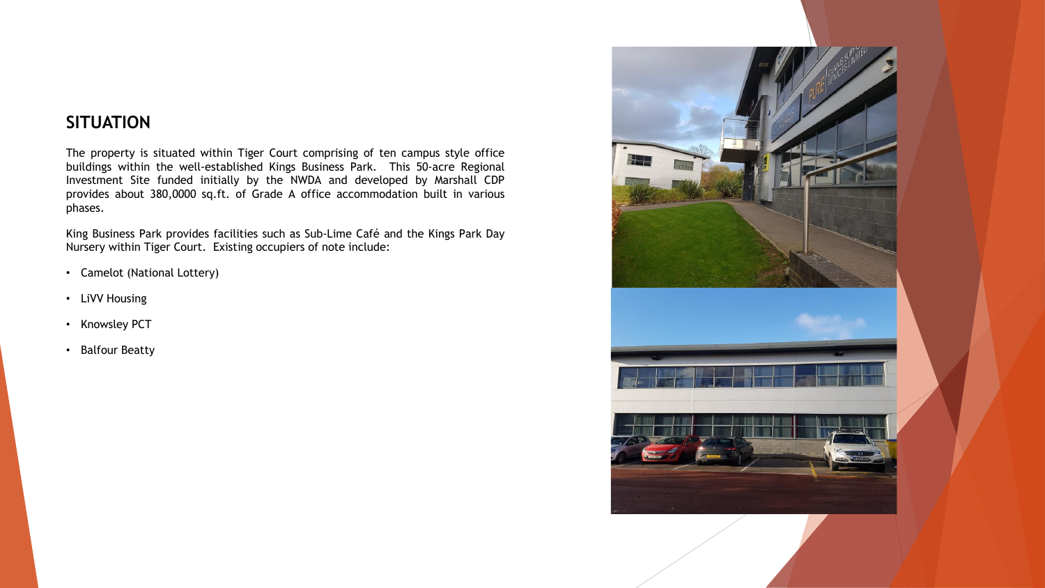## SITUATION

The property is situated within Tiger Court comprising of ten campus style office buildings within the well-established Kings Business Park. This 50-acre Regional Investment Site funded initially by the NWDA and developed by Marshall CDP provides about 380,0000 sq.ft. of Grade A office accommodation built in various phases.

King Business Park provides facilities such as Sub-Lime Café and the Kings Park Day Nursery within Tiger Court. Existing occupiers of note include:

- Camelot (National Lottery)
- LiVV Housing
- Knowsley PCT
- Balfour Beatty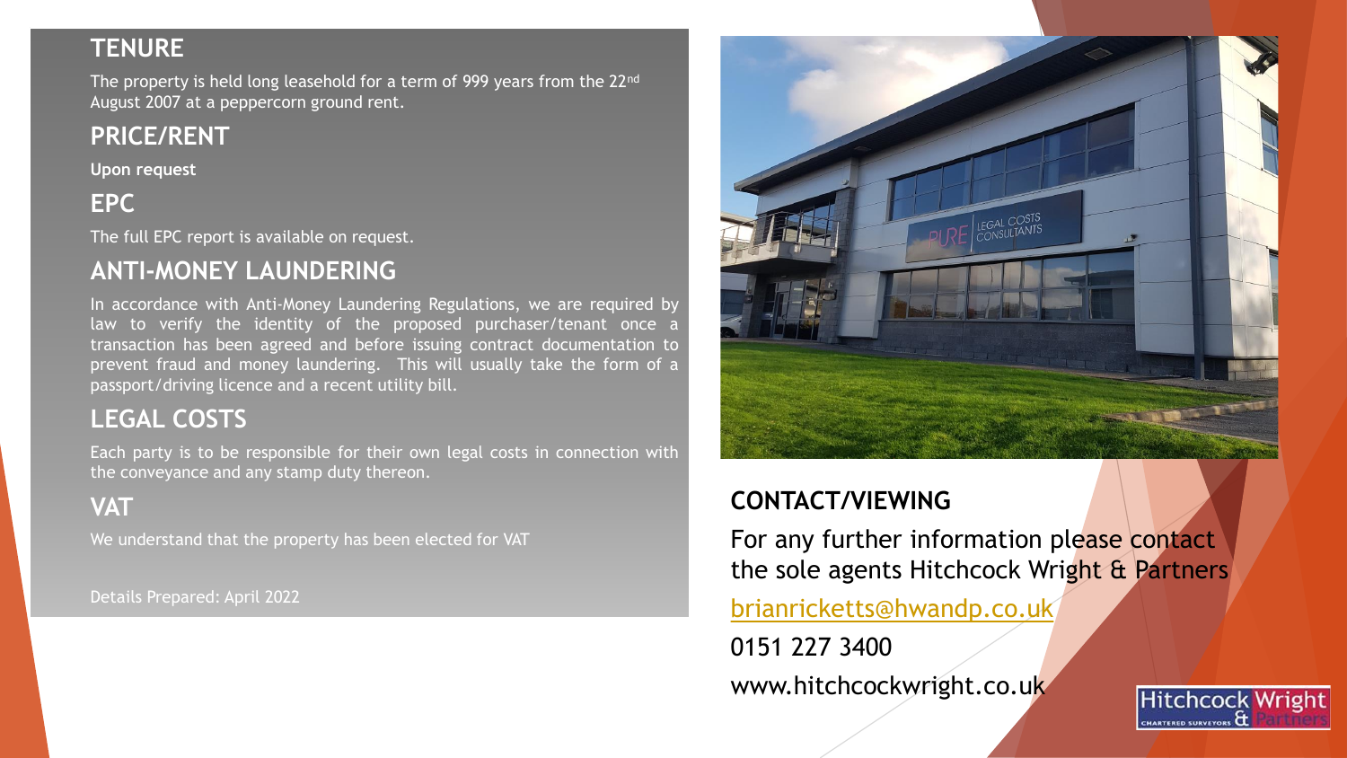## TENURE

The property is held long leasehold for a term of 999 years from the 22nd August 2007 at a peppercorn ground rent.

## PRICE/RENT

**Upon request**

## EPC

The full EPC report is available on request.

## ANTI-MONEY LAUNDERING

In accordance with Anti-Money Laundering Regulations, we are required by law to verify the identity of the proposed purchaser/tenant once a transaction has been agreed and before issuing contract documentation to prevent fraud and money laundering. This will usually take the form of a passport/driving licence and a recent utility bill.

## LEGAL COSTS

Each party is to be responsible for their own legal costs in connection with the conveyance and any stamp duty thereon.

## VAT

We understand that the property has been elected for VAT

Details Prepared: April 2022

## CONTACT/VIEWING

For any further information please contact the sole agents Hitchcock Wright & Partners

brianricketts@hwandp.co.uk

0151 227 3400

www.hitchcockwright.co.uk